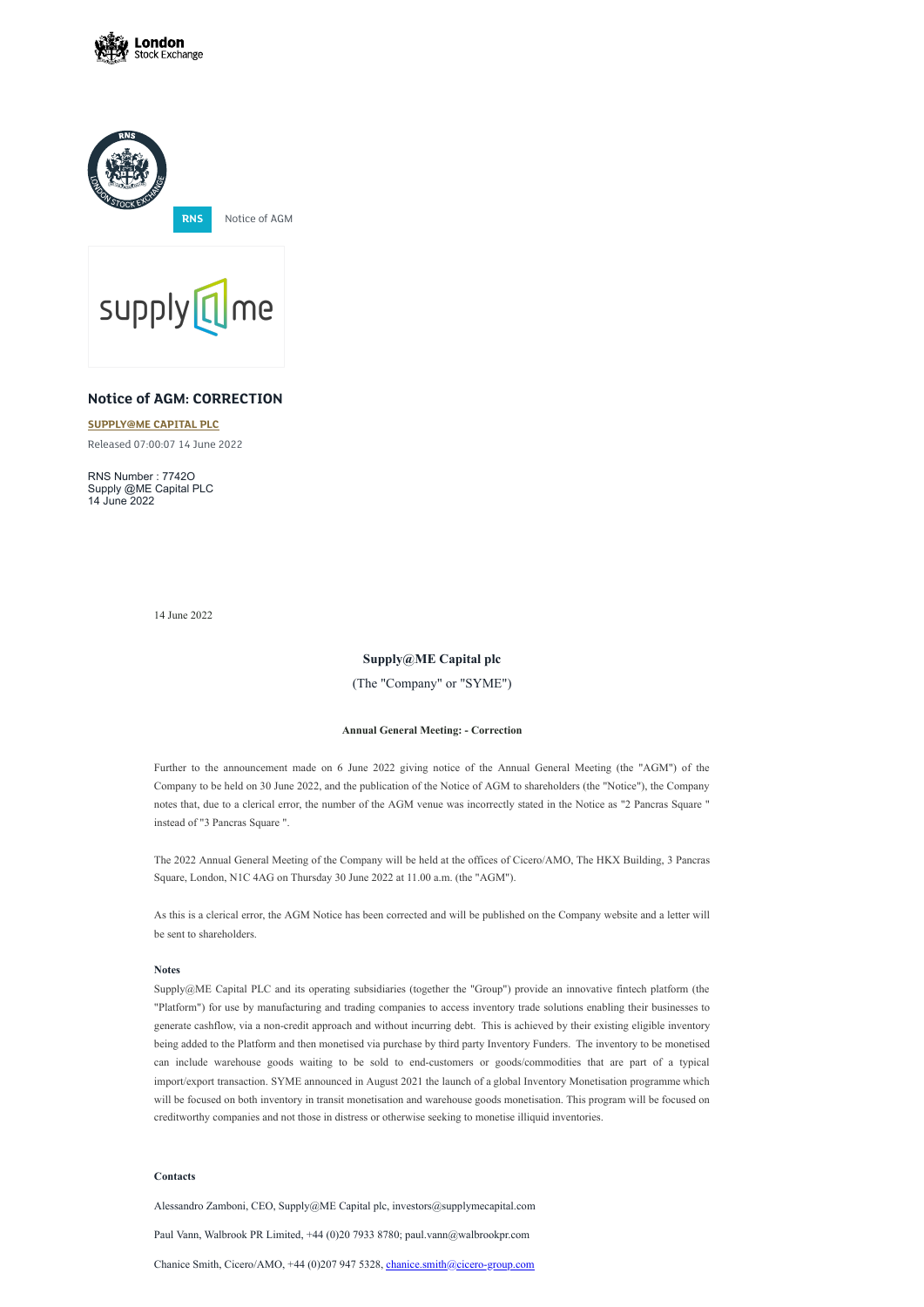RNS Notice of AGM

## Notice of AGM: CORRECTION

**SUPPLY@ME CAPITAL PLC**

Released 07:00:07 14 June 2022

RNS Number : 7742O
Supply @ME Capital PLC
14 June 2022

14 June 2022

**Supply@ME Capital plc**

(The "Company" or "SYME")

**Annual General Meeting: - Correction**

Further to the announcement made on 6 June 2022 giving notice of the Annual General Meeting (the "AGM") of the Company to be held on 30 June 2022, and the publication of the Notice of AGM to shareholders (the "Notice"), the Company notes that, due to a clerical error, the number of the AGM venue was incorrectly stated in the Notice as "2 Pancras Square " instead of "3 Pancras Square ".

The 2022 Annual General Meeting of the Company will be held at the offices of Cicero/AMO, The HKX Building, 3 Pancras Square, London, N1C 4AG on Thursday 30 June 2022 at 11.00 a.m. (the "AGM").

As this is a clerical error, the AGM Notice has been corrected and will be published on the Company website and a letter will be sent to shareholders.

**Notes**

Supply@ME Capital PLC and its operating subsidiaries (together the "Group") provide an innovative fintech platform (the "Platform") for use by manufacturing and trading companies to access inventory trade solutions enabling their businesses to generate cashflow, via a non-credit approach and without incurring debt. This is achieved by their existing eligible inventory being added to the Platform and then monetised via purchase by third party Inventory Funders. The inventory to be monetised can include warehouse goods waiting to be sold to end-customers or goods/commodities that are part of a typical import/export transaction. SYME announced in August 2021 the launch of a global Inventory Monetisation programme which will be focused on both inventory in transit monetisation and warehouse goods monetisation. This program will be focused on creditworthy companies and not those in distress or otherwise seeking to monetise illiquid inventories.

**Contacts**

Alessandro Zamboni, CEO, Supply@ME Capital plc, investors@supplymecapital.com

Paul Vann, Walbrook PR Limited, +44 (0)20 7933 8780; paul.vann@walbrookpr.com

Chanice Smith, Cicero/AMO, +44 (0)207 947 5328, chanice.smith@cicero-group.com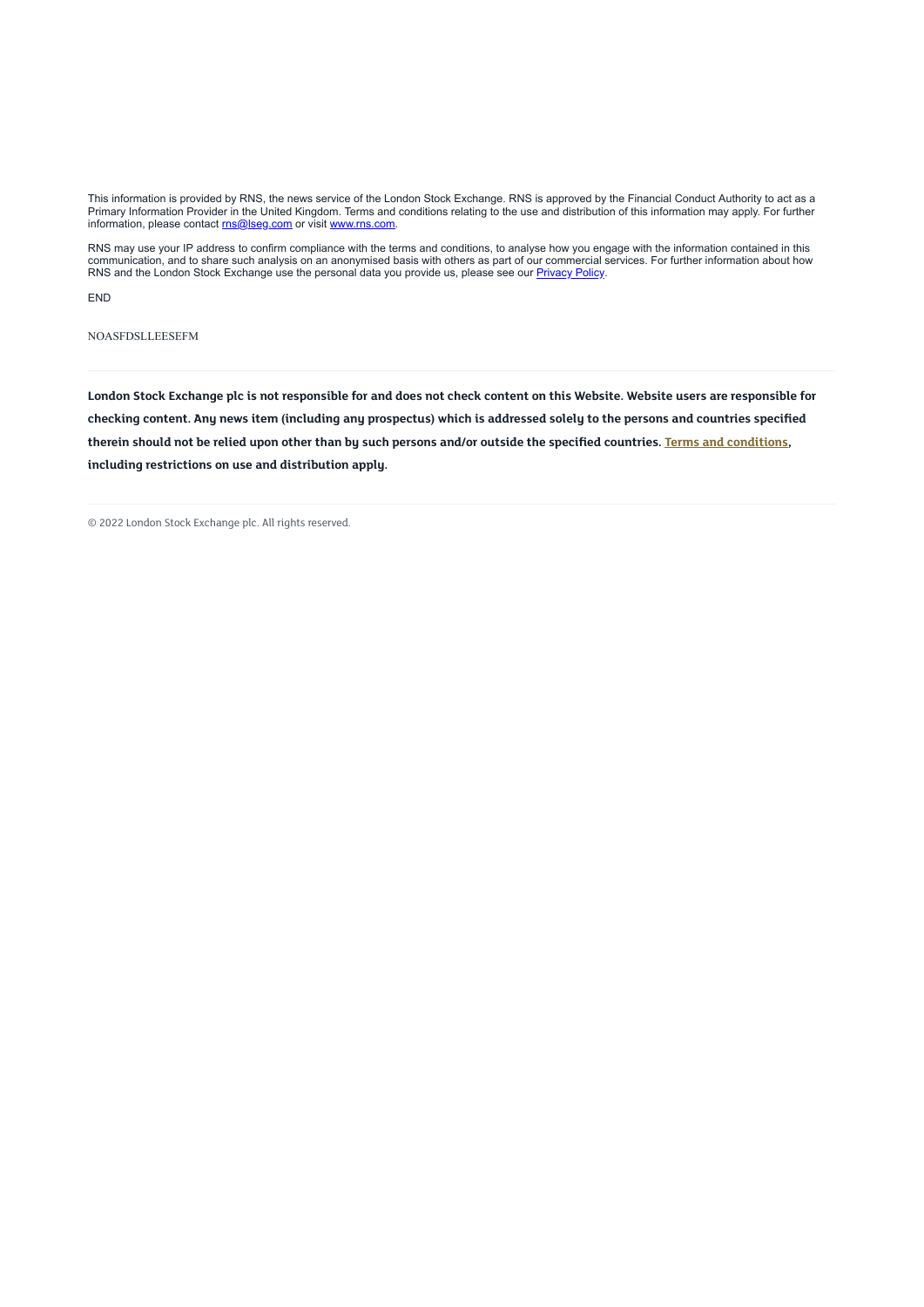This information is provided by RNS, the news service of the London Stock Exchange. RNS is approved by the Financial Conduct Authority to act as a Primary Information Provider in the United Kingdom. Terms and conditions relating to the use and distribution of this information may apply. For further information, please contact rns@lseg.com or visit www.rns.com.

RNS may use your IP address to confirm compliance with the terms and conditions, to analyse how you engage with the information contained in this communication, and to share such analysis on an anonymised basis with others as part of our commercial services. For further information about how RNS and the London Stock Exchange use the personal data you provide us, please see our Privacy Policy.

END

NOASFDSLLEESEFM

---

**London Stock Exchange plc is not responsible for and does not check content on this Website. Website users are responsible for checking content. Any news item (including any prospectus) which is addressed solely to the persons and countries specified therein should not be relied upon other than by such persons and/or outside the specified countries. Terms and conditions, including restrictions on use and distribution apply.**

---

© 2022 London Stock Exchange plc. All rights reserved.